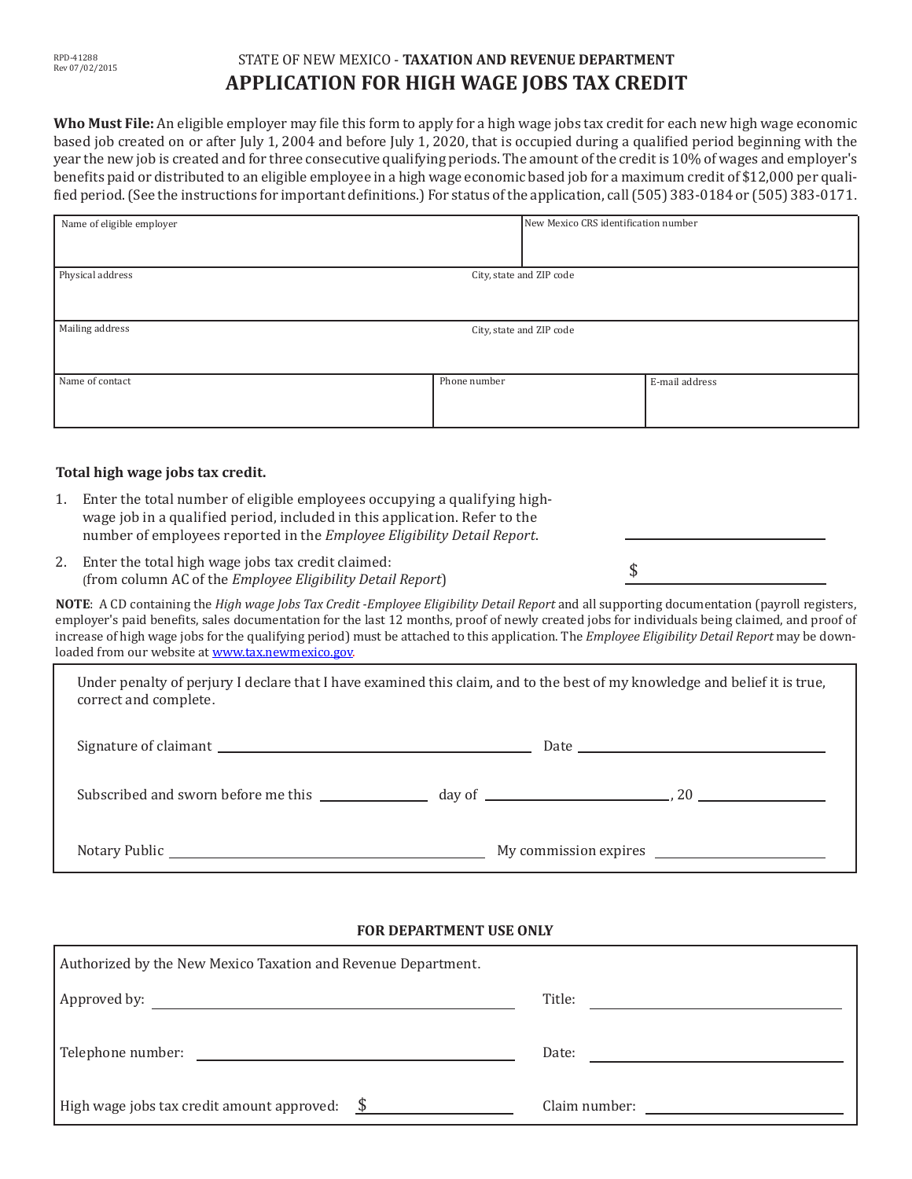RPD-41288
Rev 07/02/2015

STATE OF NEW MEXICO - **TAXATION AND REVENUE DEPARTMENT**

# APPLICATION FOR HIGH WAGE JOBS TAX CREDIT

**Who Must File:** An eligible employer may file this form to apply for a high wage jobs tax credit for each new high wage economic based job created on or after July 1, 2004 and before July 1, 2020, that is occupied during a qualified period beginning with the year the new job is created and for three consecutive qualifying periods. The amount of the credit is 10% of wages and employer's benefits paid or distributed to an eligible employee in a high wage economic based job for a maximum credit of $12,000 per qualified period. (See the instructions for important definitions.) For status of the application, call (505) 383-0184 or (505) 383-0171.

| Name of eligible employer | | New Mexico CRS identification number |
|---|---|---|
| Physical address | City, state and ZIP code | |
| Mailing address | City, state and ZIP code | |
| Name of contact | Phone number | E-mail address |

**Total high wage jobs tax credit.**

1. Enter the total number of eligible employees occupying a qualifying high-wage job in a qualified period, included in this application. Refer to the number of employees reported in the *Employee Eligibility Detail Report*. ____________

2. Enter the total high wage jobs tax credit claimed: (from column AC of the *Employee Eligibility Detail Report*) $ ____________

**NOTE**: A CD containing the *High wage Jobs Tax Credit -Employee Eligibility Detail Report* and all supporting documentation (payroll registers, employer's paid benefits, sales documentation for the last 12 months, proof of newly created jobs for individuals being claimed, and proof of increase of high wage jobs for the qualifying period) must be attached to this application. The *Employee Eligibility Detail Report* may be downloaded from our website at www.tax.newmexico.gov.

Under penalty of perjury I declare that I have examined this claim, and to the best of my knowledge and belief it is true, correct and complete.

Signature of claimant ______________________ Date ______________

Subscribed and sworn before me this __________ day of ______________, 20 __________

Notary Public ______________________ My commission expires ______________

**FOR DEPARTMENT USE ONLY**

Authorized by the New Mexico Taxation and Revenue Department.

| | |
|---|---|
| Approved by: | Title: |
| Telephone number: | Date: |
| High wage jobs tax credit amount approved: $ | Claim number: |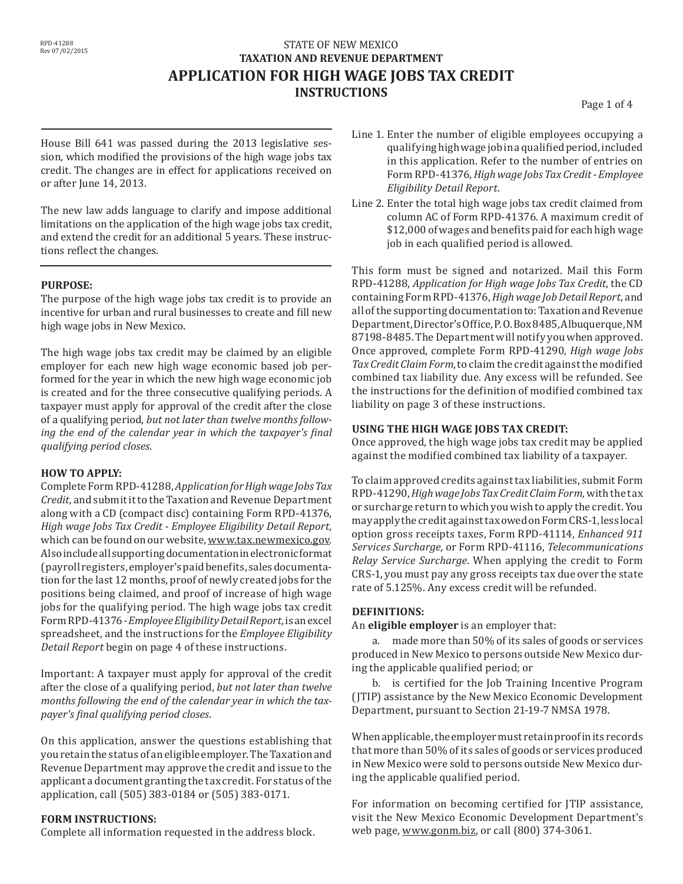RPD-41288
Rev 07/02/2015

STATE OF NEW MEXICO
**TAXATION AND REVENUE DEPARTMENT**

# APPLICATION FOR HIGH WAGE JOBS TAX CREDIT
## INSTRUCTIONS

House Bill 641 was passed during the 2013 legislative session, which modified the provisions of the high wage jobs tax credit. The changes are in effect for applications received on or after June 14, 2013.

The new law adds language to clarify and impose additional limitations on the application of the high wage jobs tax credit, and extend the credit for an additional 5 years. These instructions reflect the changes.

**PURPOSE:**
The purpose of the high wage jobs tax credit is to provide an incentive for urban and rural businesses to create and fill new high wage jobs in New Mexico.

The high wage jobs tax credit may be claimed by an eligible employer for each new high wage economic based job performed for the year in which the new high wage economic job is created and for the three consecutive qualifying periods. A taxpayer must apply for approval of the credit after the close of a qualifying period, *but not later than twelve months following the end of the calendar year in which the taxpayer's final qualifying period closes*.

**HOW TO APPLY:**
Complete Form RPD-41288, *Application for High wage Jobs Tax Credit,* and submit it to the Taxation and Revenue Department along with a CD (compact disc) containing Form RPD-41376, *High wage Jobs Tax Credit - Employee Eligibility Detail Report,* which can be found on our website, www.tax.newmexico.gov. Also include all supporting documentation in electronic format (payroll registers, employer's paid benefits, sales documentation for the last 12 months, proof of newly created jobs for the positions being claimed, and proof of increase of high wage jobs for the qualifying period. The high wage jobs tax credit Form RPD-41376 - *Employee Eligibility Detail Report,* is an excel spreadsheet, and the instructions for the *Employee Eligibility Detail Report* begin on page 4 of these instructions.

Important: A taxpayer must apply for approval of the credit after the close of a qualifying period, *but not later than twelve months following the end of the calendar year in which the taxpayer's final qualifying period closes*.

On this application, answer the questions establishing that you retain the status of an eligible employer. The Taxation and Revenue Department may approve the credit and issue to the applicant a document granting the tax credit. For status of the application, call (505) 383-0184 or (505) 383-0171.

**FORM INSTRUCTIONS:**
Complete all information requested in the address block.

Line 1. Enter the number of eligible employees occupying a qualifying high wage job in a qualified period, included in this application. Refer to the number of entries on Form RPD-41376, *High wage Jobs Tax Credit - Employee Eligibility Detail Report*.

Line 2. Enter the total high wage jobs tax credit claimed from column AC of Form RPD-41376. A maximum credit of $12,000 of wages and benefits paid for each high wage job in each qualified period is allowed.

This form must be signed and notarized. Mail this Form RPD-41288, *Application for High wage Jobs Tax Credit*, the CD containing Form RPD-41376, *High wage Job Detail Report,* and all of the supporting documentation to: Taxation and Revenue Department, Director's Office, P. O. Box 8485, Albuquerque, NM 87198-8485. The Department will notify you when approved. Once approved, complete Form RPD-41290, *High wage Jobs Tax Credit Claim Form,* to claim the credit against the modified combined tax liability due. Any excess will be refunded. See the instructions for the definition of modified combined tax liability on page 3 of these instructions.

**USING THE HIGH WAGE JOBS TAX CREDIT:**
Once approved, the high wage jobs tax credit may be applied against the modified combined tax liability of a taxpayer.

To claim approved credits against tax liabilities, submit Form RPD-41290, *High wage Jobs Tax Credit Claim Form,* with the tax or surcharge return to which you wish to apply the credit. You may apply the credit against tax owed on Form CRS-1, less local option gross receipts taxes, Form RPD-41114, *Enhanced 911 Services Surcharge,* or Form RPD-41116, *Telecommunications Relay Service Surcharge*. When applying the credit to Form CRS-1, you must pay any gross receipts tax due over the state rate of 5.125%. Any excess credit will be refunded.

**DEFINITIONS:**
An **eligible employer** is an employer that:

a. made more than 50% of its sales of goods or services produced in New Mexico to persons outside New Mexico during the applicable qualified period; or

b. is certified for the Job Training Incentive Program (JTIP) assistance by the New Mexico Economic Development Department, pursuant to Section 21-19-7 NMSA 1978.

When applicable, the employer must retain proof in its records that more than 50% of its sales of goods or services produced in New Mexico were sold to persons outside New Mexico during the applicable qualified period.

For information on becoming certified for JTIP assistance, visit the New Mexico Economic Development Department's web page, www.gonm.biz, or call (800) 374-3061.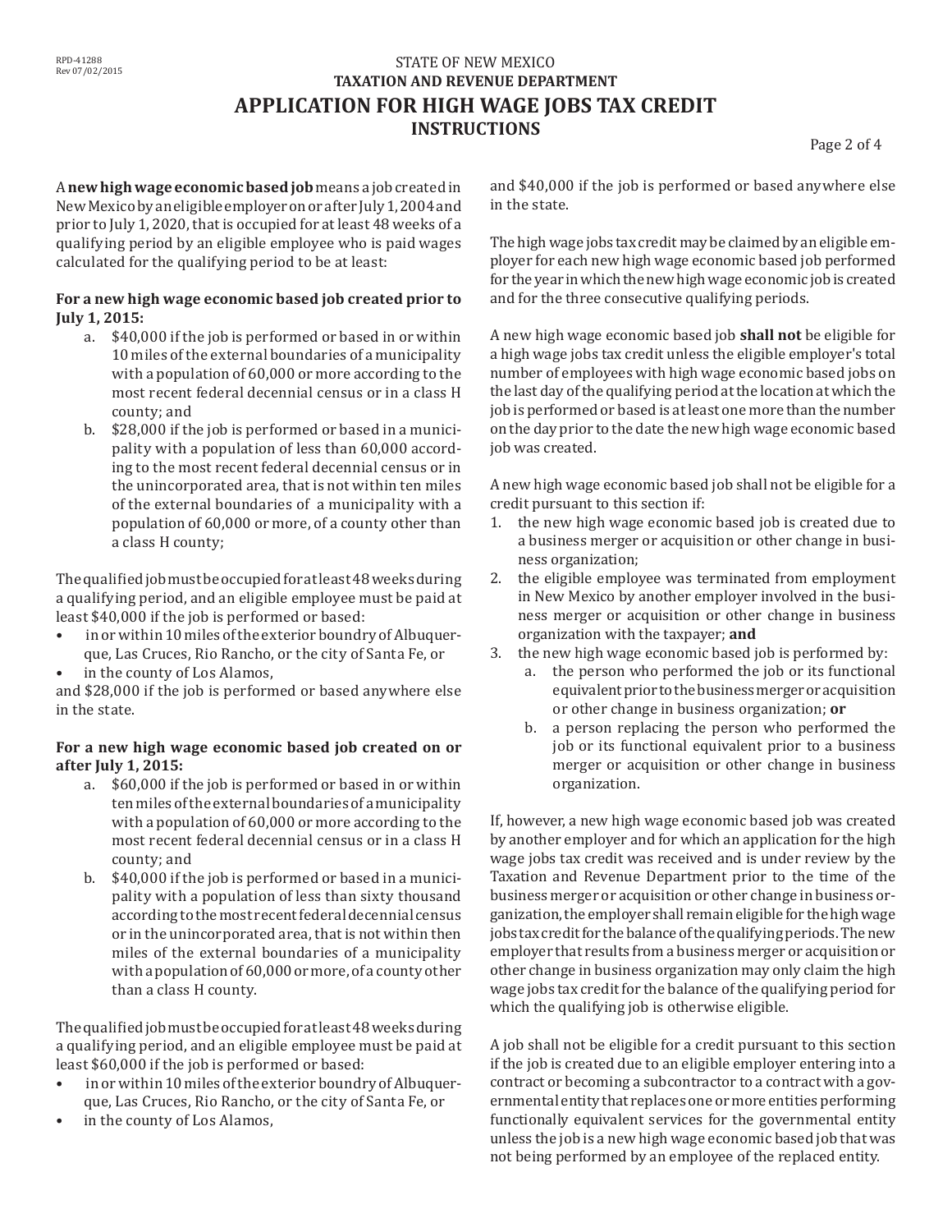A **new high wage economic based job** means a job created in New Mexico by an eligible employer on or after July 1, 2004 and prior to July 1, 2020, that is occupied for at least 48 weeks of a qualifying period by an eligible employee who is paid wages calculated for the qualifying period to be at least:

**For a new high wage economic based job created prior to July 1, 2015:**

a. $40,000 if the job is performed or based in or within 10 miles of the external boundaries of a municipality with a population of 60,000 or more according to the most recent federal decennial census or in a class H county; and

b. $28,000 if the job is performed or based in a municipality with a population of less than 60,000 according to the most recent federal decennial census or in the unincorporated area, that is not within ten miles of the external boundaries of a municipality with a population of 60,000 or more, of a county other than a class H county;

The qualified job must be occupied for at least 48 weeks during a qualifying period, and an eligible employee must be paid at least $40,000 if the job is performed or based:

- in or within 10 miles of the exterior boundry of Albuquerque, Las Cruces, Rio Rancho, or the city of Santa Fe, or
- in the county of Los Alamos,

and $28,000 if the job is performed or based anywhere else in the state.

**For a new high wage economic based job created on or after July 1, 2015:**

a. $60,000 if the job is performed or based in or within ten miles of the external boundaries of a municipality with a population of 60,000 or more according to the most recent federal decennial census or in a class H county; and

b. $40,000 if the job is performed or based in a municipality with a population of less than sixty thousand according to the most recent federal decennial census or in the unincorporated area, that is not within then miles of the external boundaries of a municipality with a population of 60,000 or more, of a county other than a class H county.

The qualified job must be occupied for at least 48 weeks during a qualifying period, and an eligible employee must be paid at least $60,000 if the job is performed or based:

- in or within 10 miles of the exterior boundry of Albuquerque, Las Cruces, Rio Rancho, or the city of Santa Fe, or
- in the county of Los Alamos,

and $40,000 if the job is performed or based anywhere else in the state.

The high wage jobs tax credit may be claimed by an eligible employer for each new high wage economic based job performed for the year in which the new high wage economic job is created and for the three consecutive qualifying periods.

A new high wage economic based job **shall not** be eligible for a high wage jobs tax credit unless the eligible employer's total number of employees with high wage economic based jobs on the last day of the qualifying period at the location at which the job is performed or based is at least one more than the number on the day prior to the date the new high wage economic based job was created.

A new high wage economic based job shall not be eligible for a credit pursuant to this section if:

1. the new high wage economic based job is created due to a business merger or acquisition or other change in business organization;
2. the eligible employee was terminated from employment in New Mexico by another employer involved in the business merger or acquisition or other change in business organization with the taxpayer; **and**
3. the new high wage economic based job is performed by:
   a. the person who performed the job or its functional equivalent prior to the business merger or acquisition or other change in business organization; **or**
   b. a person replacing the person who performed the job or its functional equivalent prior to a business merger or acquisition or other change in business organization.

If, however, a new high wage economic based job was created by another employer and for which an application for the high wage jobs tax credit was received and is under review by the Taxation and Revenue Department prior to the time of the business merger or acquisition or other change in business organization, the employer shall remain eligible for the high wage jobs tax credit for the balance of the qualifying periods. The new employer that results from a business merger or acquisition or other change in business organization may only claim the high wage jobs tax credit for the balance of the qualifying period for which the qualifying job is otherwise eligible.

A job shall not be eligible for a credit pursuant to this section if the job is created due to an eligible employer entering into a contract or becoming a subcontractor to a contract with a governmental entity that replaces one or more entities performing functionally equivalent services for the governmental entity unless the job is a new high wage economic based job that was not being performed by an employee of the replaced entity.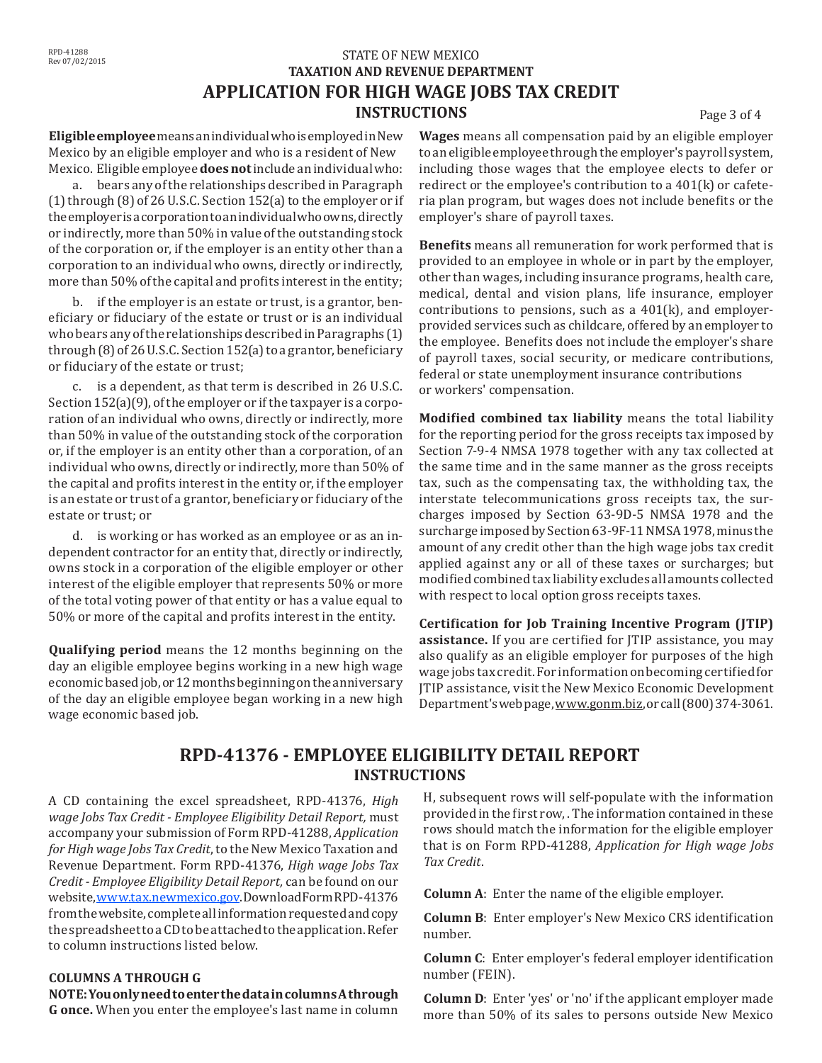STATE OF NEW MEXICO
**TAXATION AND REVENUE DEPARTMENT**

# APPLICATION FOR HIGH WAGE JOBS TAX CREDIT

## INSTRUCTIONS

**Eligible employee** means an individual who is employed in New Mexico by an eligible employer and who is a resident of New Mexico. Eligible employee **does not** include an individual who:

a. bears any of the relationships described in Paragraph (1) through (8) of 26 U.S.C. Section 152(a) to the employer or if the employer is a corporation to an individual who owns, directly or indirectly, more than 50% in value of the outstanding stock of the corporation or, if the employer is an entity other than a corporation to an individual who owns, directly or indirectly, more than 50% of the capital and profits interest in the entity;

b. if the employer is an estate or trust, is a grantor, beneficiary or fiduciary of the estate or trust or is an individual who bears any of the relationships described in Paragraphs (1) through (8) of 26 U.S.C. Section 152(a) to a grantor, beneficiary or fiduciary of the estate or trust;

c. is a dependent, as that term is described in 26 U.S.C. Section 152(a)(9), of the employer or if the taxpayer is a corporation of an individual who owns, directly or indirectly, more than 50% in value of the outstanding stock of the corporation or, if the employer is an entity other than a corporation, of an individual who owns, directly or indirectly, more than 50% of the capital and profits interest in the entity or, if the employer is an estate or trust of a grantor, beneficiary or fiduciary of the estate or trust; or

d. is working or has worked as an employee or as an independent contractor for an entity that, directly or indirectly, owns stock in a corporation of the eligible employer or other interest of the eligible employer that represents 50% or more of the total voting power of that entity or has a value equal to 50% or more of the capital and profits interest in the entity.

**Qualifying period** means the 12 months beginning on the day an eligible employee begins working in a new high wage economic based job, or 12 months beginning on the anniversary of the day an eligible employee began working in a new high wage economic based job.

**Wages** means all compensation paid by an eligible employer to an eligible employee through the employer's payroll system, including those wages that the employee elects to defer or redirect or the employee's contribution to a 401(k) or cafeteria plan program, but wages does not include benefits or the employer's share of payroll taxes.

**Benefits** means all remuneration for work performed that is provided to an employee in whole or in part by the employer, other than wages, including insurance programs, health care, medical, dental and vision plans, life insurance, employer contributions to pensions, such as a 401(k), and employer-provided services such as childcare, offered by an employer to the employee. Benefits does not include the employer's share of payroll taxes, social security, or medicare contributions, federal or state unemployment insurance contributions or workers' compensation.

**Modified combined tax liability** means the total liability for the reporting period for the gross receipts tax imposed by Section 7-9-4 NMSA 1978 together with any tax collected at the same time and in the same manner as the gross receipts tax, such as the compensating tax, the withholding tax, the interstate telecommunications gross receipts tax, the surcharges imposed by Section 63-9D-5 NMSA 1978 and the surcharge imposed by Section 63-9F-11 NMSA 1978, minus the amount of any credit other than the high wage jobs tax credit applied against any or all of these taxes or surcharges; but modified combined tax liability excludes all amounts collected with respect to local option gross receipts taxes.

**Certification for Job Training Incentive Program (JTIP) assistance.** If you are certified for JTIP assistance, you may also qualify as an eligible employer for purposes of the high wage jobs tax credit. For information on becoming certified for JTIP assistance, visit the New Mexico Economic Development Department's web page, www.gonm.biz, or call (800) 374-3061.

# RPD-41376 - EMPLOYEE ELIGIBILITY DETAIL REPORT

## INSTRUCTIONS

A CD containing the excel spreadsheet, RPD-41376, *High wage Jobs Tax Credit - Employee Eligibility Detail Report,* must accompany your submission of Form RPD-41288, *Application for High wage Jobs Tax Credit*, to the New Mexico Taxation and Revenue Department. Form RPD-41376, *High wage Jobs Tax Credit - Employee Eligibility Detail Report,* can be found on our website, www.tax.newmexico.gov. Download Form RPD-41376 from the website, complete all information requested and copy the spreadsheet to a CD to be attached to the application. Refer to column instructions listed below.

**COLUMNS A THROUGH G**

**NOTE: You only need to enter the data in columns A through G once.** When you enter the employee's last name in column H, subsequent rows will self-populate with the information provided in the first row, . The information contained in these rows should match the information for the eligible employer that is on Form RPD-41288, *Application for High wage Jobs Tax Credit*.

**Column A**: Enter the name of the eligible employer.

**Column B**: Enter employer's New Mexico CRS identification number.

**Column C**: Enter employer's federal employer identification number (FEIN).

**Column D**: Enter 'yes' or 'no' if the applicant employer made more than 50% of its sales to persons outside New Mexico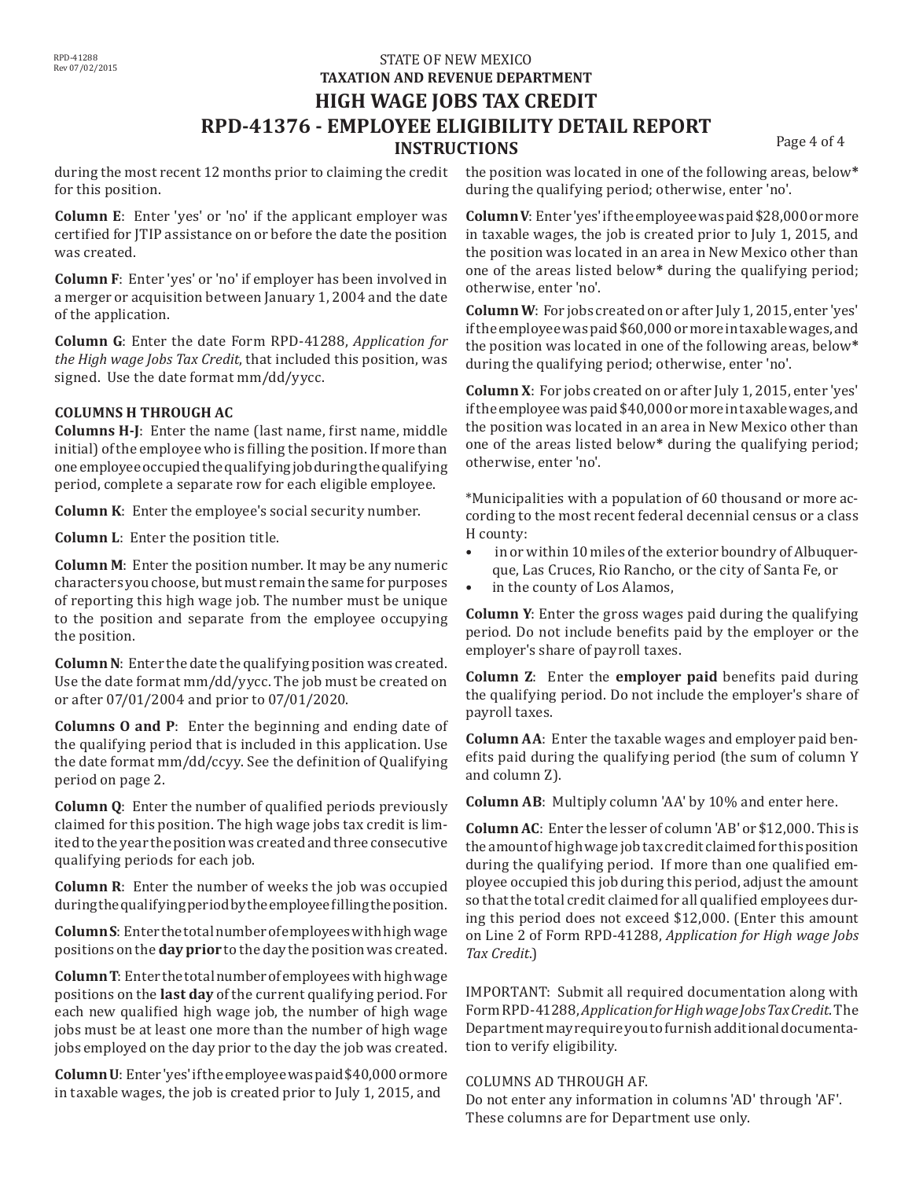during the most recent 12 months prior to claiming the credit for this position.

**Column E**: Enter 'yes' or 'no' if the applicant employer was certified for JTIP assistance on or before the date the position was created.

**Column F**: Enter 'yes' or 'no' if employer has been involved in a merger or acquisition between January 1, 2004 and the date of the application.

**Column G**: Enter the date Form RPD-41288, *Application for the High wage Jobs Tax Credit*, that included this position, was signed. Use the date format mm/dd/yycc.

**COLUMNS H THROUGH AC**

**Columns H-J**: Enter the name (last name, first name, middle initial) of the employee who is filling the position. If more than one employee occupied the qualifying job during the qualifying period, complete a separate row for each eligible employee.

**Column K**: Enter the employee's social security number.

**Column L**: Enter the position title.

**Column M**: Enter the position number. It may be any numeric characters you choose, but must remain the same for purposes of reporting this high wage job. The number must be unique to the position and separate from the employee occupying the position.

**Column N**: Enter the date the qualifying position was created. Use the date format mm/dd/yycc. The job must be created on or after 07/01/2004 and prior to 07/01/2020.

**Columns O and P**: Enter the beginning and ending date of the qualifying period that is included in this application. Use the date format mm/dd/ccyy. See the definition of Qualifying period on page 2.

**Column Q**: Enter the number of qualified periods previously claimed for this position. The high wage jobs tax credit is limited to the year the position was created and three consecutive qualifying periods for each job.

**Column R**: Enter the number of weeks the job was occupied during the qualifying period by the employee filling the position.

**Column S**: Enter the total number of employees with high wage positions on the **day prior** to the day the position was created.

**Column T**: Enter the total number of employees with high wage positions on the **last day** of the current qualifying period. For each new qualified high wage job, the number of high wage jobs must be at least one more than the number of high wage jobs employed on the day prior to the day the job was created.

**Column U**: Enter 'yes' if the employee was paid $40,000 or more in taxable wages, the job is created prior to July 1, 2015, and the position was located in one of the following areas, below* during the qualifying period; otherwise, enter 'no'.

**Column V**: Enter 'yes' if the employee was paid $28,000 or more in taxable wages, the job is created prior to July 1, 2015, and the position was located in an area in New Mexico other than one of the areas listed below* during the qualifying period; otherwise, enter 'no'.

**Column W**: For jobs created on or after July 1, 2015, enter 'yes' if the employee was paid $60,000 or more in taxable wages, and the position was located in one of the following areas, below* during the qualifying period; otherwise, enter 'no'.

**Column X**: For jobs created on or after July 1, 2015, enter 'yes' if the employee was paid $40,000 or more in taxable wages, and the position was located in an area in New Mexico other than one of the areas listed below* during the qualifying period; otherwise, enter 'no'.

*Municipalities with a population of 60 thousand or more according to the most recent federal decennial census or a class H county:

- in or within 10 miles of the exterior boundry of Albuquerque, Las Cruces, Rio Rancho, or the city of Santa Fe, or
- in the county of Los Alamos,

**Column Y**: Enter the gross wages paid during the qualifying period. Do not include benefits paid by the employer or the employer's share of payroll taxes.

**Column Z**: Enter the **employer paid** benefits paid during the qualifying period. Do not include the employer's share of payroll taxes.

**Column AA**: Enter the taxable wages and employer paid benefits paid during the qualifying period (the sum of column Y and column Z).

**Column AB**: Multiply column 'AA' by 10% and enter here.

**Column AC**: Enter the lesser of column 'AB' or $12,000. This is the amount of high wage job tax credit claimed for this position during the qualifying period. If more than one qualified employee occupied this job during this period, adjust the amount so that the total credit claimed for all qualified employees during this period does not exceed $12,000. (Enter this amount on Line 2 of Form RPD-41288, *Application for High wage Jobs Tax Credit*.)

IMPORTANT: Submit all required documentation along with Form RPD-41288, *Application for High wage Jobs Tax Credit*. The Department may require you to furnish additional documentation to verify eligibility.

COLUMNS AD THROUGH AF.

Do not enter any information in columns 'AD' through 'AF'. These columns are for Department use only.